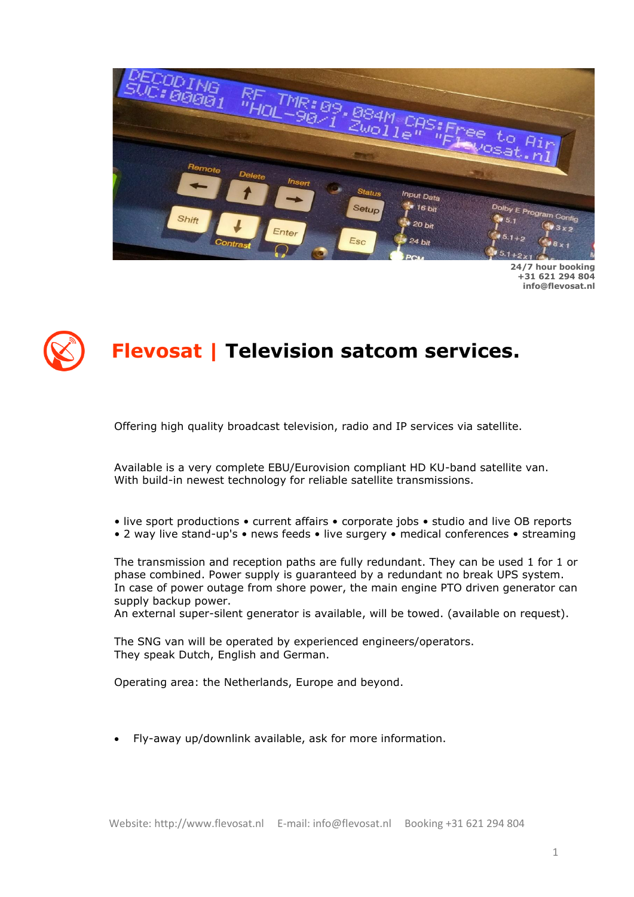24/7 hour booking
+31 621 294 804
info@flevosat.nl

# Flevosat | Television satcom services.

Offering high quality broadcast television, radio and IP services via satellite.

Available is a very complete EBU/Eurovision compliant HD KU-band satellite van.
With build-in newest technology for reliable satellite transmissions.

• live sport productions • current affairs • corporate jobs • studio and live OB reports
• 2 way live stand-up's • news feeds • live surgery • medical conferences • streaming

The transmission and reception paths are fully redundant. They can be used 1 for 1 or phase combined. Power supply is guaranteed by a redundant no break UPS system.
In case of power outage from shore power, the main engine PTO driven generator can supply backup power.
An external super-silent generator is available, will be towed. (available on request).

The SNG van will be operated by experienced engineers/operators.
They speak Dutch, English and German.

Operating area: the Netherlands, Europe and beyond.

- Fly-away up/downlink available, ask for more information.

Website: http://www.flevosat.nl E-mail: info@flevosat.nl Booking +31 621 294 804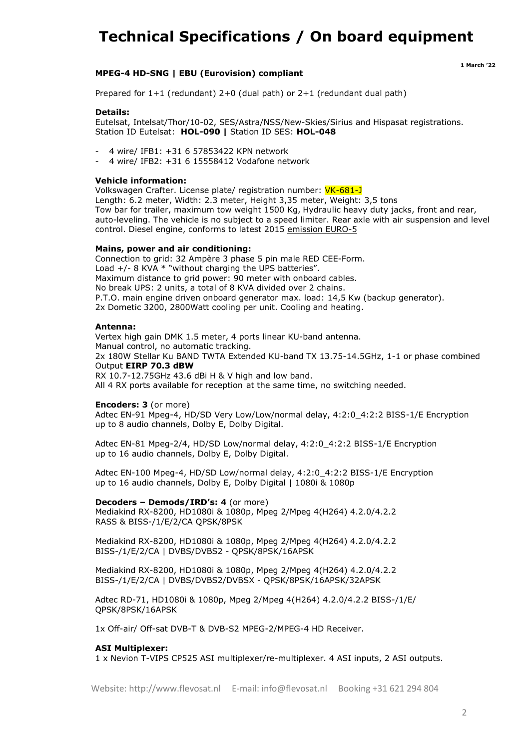# Technical Specifications / On board equipment

**1 March '22**

**MPEG-4 HD-SNG | EBU (Eurovision) compliant**

Prepared for 1+1 (redundant) 2+0 (dual path) or 2+1 (redundant dual path)

**Details:**
Eutelsat, Intelsat/Thor/10-02, SES/Astra/NSS/New-Skies/Sirius and Hispasat registrations.
Station ID Eutelsat: **HOL-090 |** Station ID SES: **HOL-048**

- 4 wire/ IFB1: +31 6 57853422 KPN network
- 4 wire/ IFB2: +31 6 15558412 Vodafone network

**Vehicle information:**
Volkswagen Crafter. License plate/ registration number: VK-681-J
Length: 6.2 meter, Width: 2.3 meter, Height 3,35 meter, Weight: 3,5 tons
Tow bar for trailer, maximum tow weight 1500 Kg, Hydraulic heavy duty jacks, front and rear, auto-leveling. The vehicle is no subject to a speed limiter. Rear axle with air suspension and level control. Diesel engine, conforms to latest 2015 emission EURO-5

**Mains, power and air conditioning:**
Connection to grid: 32 Ampère 3 phase 5 pin male RED CEE-Form.
Load +/- 8 KVA * "without charging the UPS batteries".
Maximum distance to grid power: 90 meter with onboard cables.
No break UPS: 2 units, a total of 8 KVA divided over 2 chains.
P.T.O. main engine driven onboard generator max. load: 14,5 Kw (backup generator).
2x Dometic 3200, 2800Watt cooling per unit. Cooling and heating.

**Antenna:**
Vertex high gain DMK 1.5 meter, 4 ports linear KU-band antenna.
Manual control, no automatic tracking.
2x 180W Stellar Ku BAND TWTA Extended KU-band TX 13.75-14.5GHz, 1-1 or phase combined
Output **EIRP 70.3 dBW**
RX 10.7-12.75GHz 43.6 dBi H & V high and low band.
All 4 RX ports available for reception at the same time, no switching needed.

**Encoders: 3** (or more)
Adtec EN-91 Mpeg-4, HD/SD Very Low/Low/normal delay, 4:2:0_4:2:2 BISS-1/E Encryption up to 8 audio channels, Dolby E, Dolby Digital.

Adtec EN-81 Mpeg-2/4, HD/SD Low/normal delay, 4:2:0_4:2:2 BISS-1/E Encryption up to 16 audio channels, Dolby E, Dolby Digital.

Adtec EN-100 Mpeg-4, HD/SD Low/normal delay, 4:2:0_4:2:2 BISS-1/E Encryption up to 16 audio channels, Dolby E, Dolby Digital | 1080i & 1080p

**Decoders – Demods/IRD's: 4** (or more)
Mediakind RX-8200, HD1080i & 1080p, Mpeg 2/Mpeg 4(H264) 4.2.0/4.2.2
RASS & BISS-/1/E/2/CA QPSK/8PSK

Mediakind RX-8200, HD1080i & 1080p, Mpeg 2/Mpeg 4(H264) 4.2.0/4.2.2
BISS-/1/E/2/CA | DVBS/DVBS2 - QPSK/8PSK/16APSK

Mediakind RX-8200, HD1080i & 1080p, Mpeg 2/Mpeg 4(H264) 4.2.0/4.2.2
BISS-/1/E/2/CA | DVBS/DVBS2/DVBSX - QPSK/8PSK/16APSK/32APSK

Adtec RD-71, HD1080i & 1080p, Mpeg 2/Mpeg 4(H264) 4.2.0/4.2.2 BISS-/1/E/
QPSK/8PSK/16APSK

1x Off-air/ Off-sat DVB-T & DVB-S2 MPEG-2/MPEG-4 HD Receiver.

**ASI Multiplexer:**
1 x Nevion T-VIPS CP525 ASI multiplexer/re-multiplexer. 4 ASI inputs, 2 ASI outputs.

Website: http://www.flevosat.nl E-mail: info@flevosat.nl Booking +31 621 294 804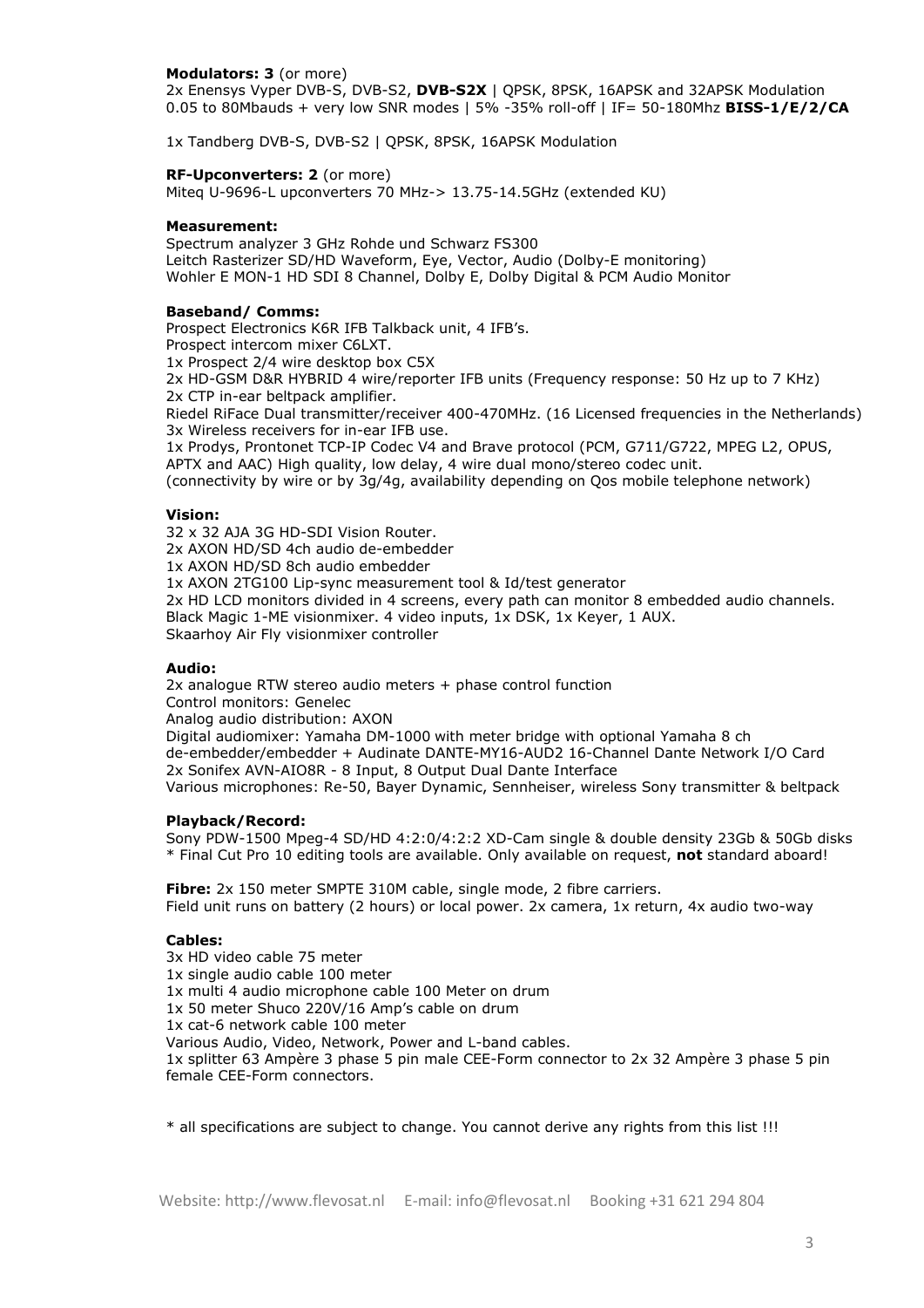**Modulators: 3** (or more)
2x Enensys Vyper DVB-S, DVB-S2, **DVB-S2X** | QPSK, 8PSK, 16APSK and 32APSK Modulation 0.05 to 80Mbauds + very low SNR modes | 5% -35% roll-off | IF= 50-180Mhz **BISS-1/E/2/CA**

1x Tandberg DVB-S, DVB-S2 | QPSK, 8PSK, 16APSK Modulation

**RF-Upconverters: 2** (or more)
Miteq U-9696-L upconverters 70 MHz-> 13.75-14.5GHz (extended KU)

**Measurement:**
Spectrum analyzer 3 GHz Rohde und Schwarz FS300
Leitch Rasterizer SD/HD Waveform, Eye, Vector, Audio (Dolby-E monitoring)
Wohler E MON-1 HD SDI 8 Channel, Dolby E, Dolby Digital & PCM Audio Monitor

**Baseband/ Comms:**
Prospect Electronics K6R IFB Talkback unit, 4 IFB's.
Prospect intercom mixer C6LXT.
1x Prospect 2/4 wire desktop box C5X
2x HD-GSM D&R HYBRID 4 wire/reporter IFB units (Frequency response: 50 Hz up to 7 KHz)
2x CTP in-ear beltpack amplifier.
Riedel RiFace Dual transmitter/receiver 400-470MHz. (16 Licensed frequencies in the Netherlands)
3x Wireless receivers for in-ear IFB use.
1x Prodys, Prontonet TCP-IP Codec V4 and Brave protocol (PCM, G711/G722, MPEG L2, OPUS, APTX and AAC) High quality, low delay, 4 wire dual mono/stereo codec unit.
(connectivity by wire or by 3g/4g, availability depending on Qos mobile telephone network)

**Vision:**
32 x 32 AJA 3G HD-SDI Vision Router.
2x AXON HD/SD 4ch audio de-embedder
1x AXON HD/SD 8ch audio embedder
1x AXON 2TG100 Lip-sync measurement tool & Id/test generator
2x HD LCD monitors divided in 4 screens, every path can monitor 8 embedded audio channels.
Black Magic 1-ME visionmixer. 4 video inputs, 1x DSK, 1x Keyer, 1 AUX.
Skaarhoy Air Fly visionmixer controller

**Audio:**
2x analogue RTW stereo audio meters + phase control function
Control monitors: Genelec
Analog audio distribution: AXON
Digital audiomixer: Yamaha DM-1000 with meter bridge with optional Yamaha 8 ch de-embedder/embedder + Audinate DANTE-MY16-AUD2 16-Channel Dante Network I/O Card
2x Sonifex AVN-AIO8R - 8 Input, 8 Output Dual Dante Interface
Various microphones: Re-50, Bayer Dynamic, Sennheiser, wireless Sony transmitter & beltpack

**Playback/Record:**
Sony PDW-1500 Mpeg-4 SD/HD 4:2:0/4:2:2 XD-Cam single & double density 23Gb & 50Gb disks
* Final Cut Pro 10 editing tools are available. Only available on request, **not** standard aboard!

**Fibre:** 2x 150 meter SMPTE 310M cable, single mode, 2 fibre carriers.
Field unit runs on battery (2 hours) or local power. 2x camera, 1x return, 4x audio two-way

**Cables:**
3x HD video cable 75 meter
1x single audio cable 100 meter
1x multi 4 audio microphone cable 100 Meter on drum
1x 50 meter Shuco 220V/16 Amp's cable on drum
1x cat-6 network cable 100 meter
Various Audio, Video, Network, Power and L-band cables.
1x splitter 63 Ampère 3 phase 5 pin male CEE-Form connector to 2x 32 Ampère 3 phase 5 pin female CEE-Form connectors.

* all specifications are subject to change. You cannot derive any rights from this list !!!

Website: http://www.flevosat.nl E-mail: info@flevosat.nl Booking +31 621 294 804